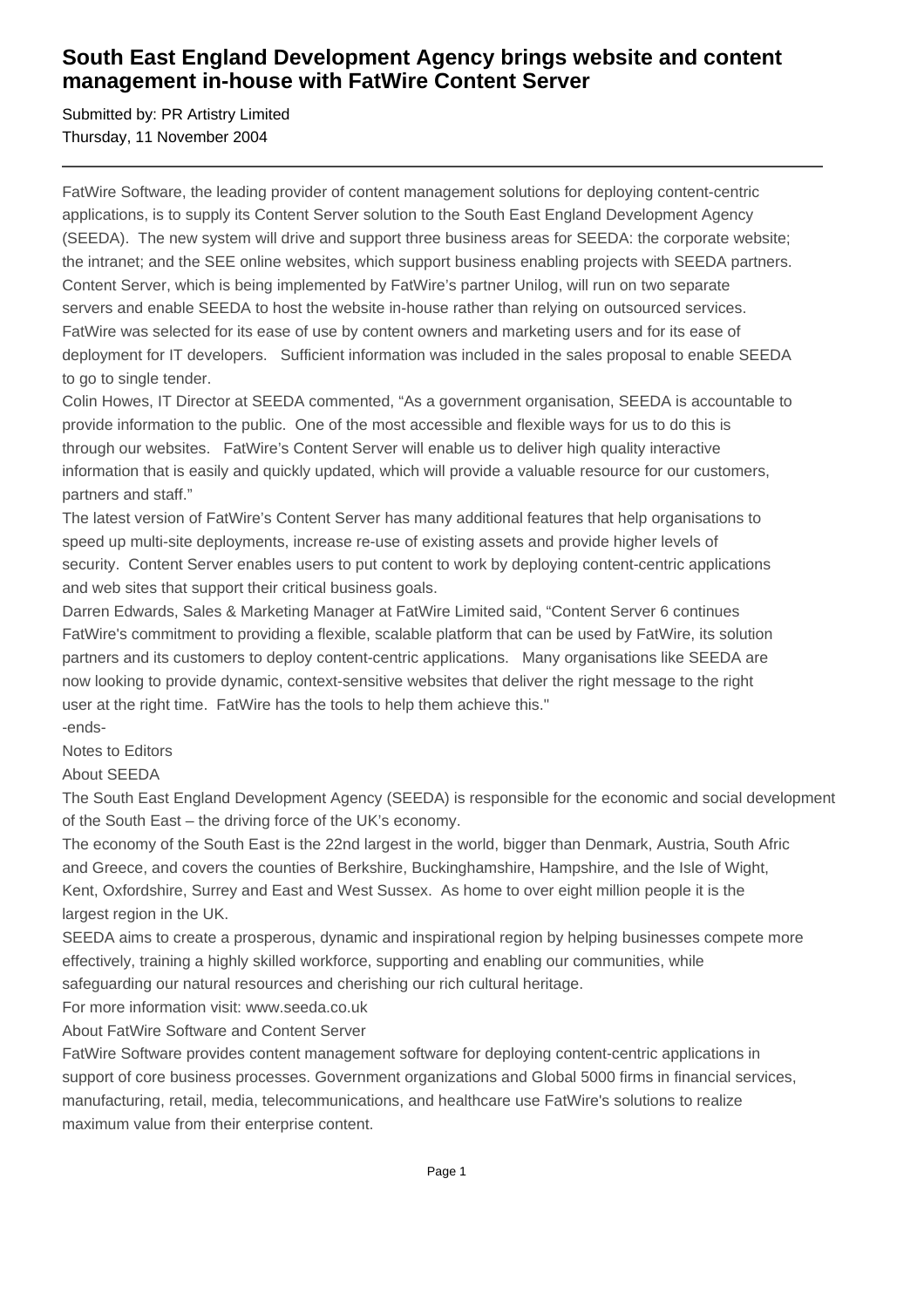# South East England Development Agency brings website and content management in-house with FatWire Content Server

Submitted by: PR Artistry Limited
Thursday, 11 November 2004

---

FatWire Software, the leading provider of content management solutions for deploying content-centric applications, is to supply its Content Server solution to the South East England Development Agency (SEEDA). The new system will drive and support three business areas for SEEDA: the corporate website; the intranet; and the SEE online websites, which support business enabling projects with SEEDA partners. Content Server, which is being implemented by FatWire's partner Unilog, will run on two separate servers and enable SEEDA to host the website in-house rather than relying on outsourced services. FatWire was selected for its ease of use by content owners and marketing users and for its ease of deployment for IT developers. Sufficient information was included in the sales proposal to enable SEEDA to go to single tender.

Colin Howes, IT Director at SEEDA commented, "As a government organisation, SEEDA is accountable to provide information to the public. One of the most accessible and flexible ways for us to do this is through our websites. FatWire's Content Server will enable us to deliver high quality interactive information that is easily and quickly updated, which will provide a valuable resource for our customers, partners and staff."

The latest version of FatWire's Content Server has many additional features that help organisations to speed up multi-site deployments, increase re-use of existing assets and provide higher levels of security. Content Server enables users to put content to work by deploying content-centric applications and web sites that support their critical business goals.

Darren Edwards, Sales & Marketing Manager at FatWire Limited said, "Content Server 6 continues FatWire's commitment to providing a flexible, scalable platform that can be used by FatWire, its solution partners and its customers to deploy content-centric applications. Many organisations like SEEDA are now looking to provide dynamic, context-sensitive websites that deliver the right message to the right user at the right time. FatWire has the tools to help them achieve this."

-ends-

Notes to Editors

About SEEDA

The South East England Development Agency (SEEDA) is responsible for the economic and social development of the South East – the driving force of the UK's economy.

The economy of the South East is the 22nd largest in the world, bigger than Denmark, Austria, South Afric and Greece, and covers the counties of Berkshire, Buckinghamshire, Hampshire, and the Isle of Wight, Kent, Oxfordshire, Surrey and East and West Sussex. As home to over eight million people it is the largest region in the UK.

SEEDA aims to create a prosperous, dynamic and inspirational region by helping businesses compete more effectively, training a highly skilled workforce, supporting and enabling our communities, while safeguarding our natural resources and cherishing our rich cultural heritage.

For more information visit: www.seeda.co.uk

About FatWire Software and Content Server

FatWire Software provides content management software for deploying content-centric applications in support of core business processes. Government organizations and Global 5000 firms in financial services, manufacturing, retail, media, telecommunications, and healthcare use FatWire's solutions to realize maximum value from their enterprise content.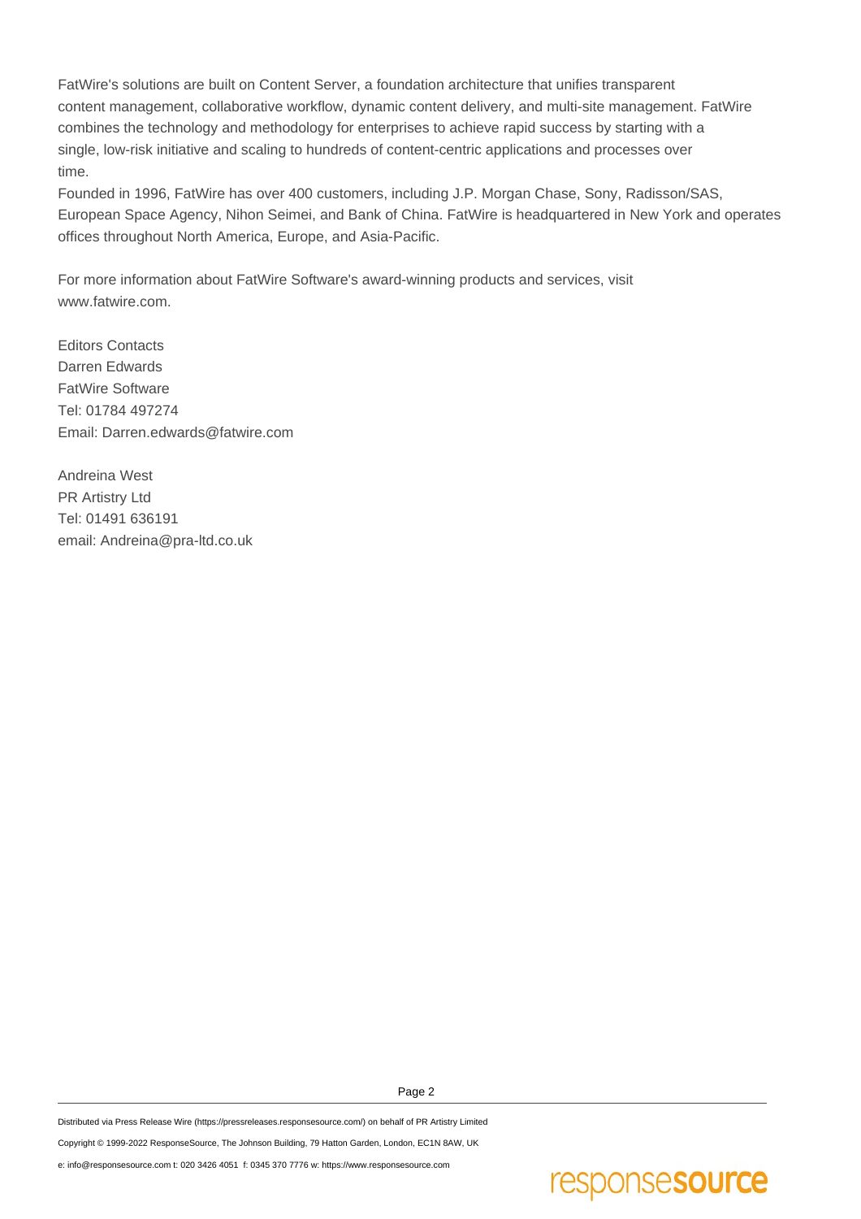FatWire's solutions are built on Content Server, a foundation architecture that unifies transparent content management, collaborative workflow, dynamic content delivery, and multi-site management. FatWire combines the technology and methodology for enterprises to achieve rapid success by starting with a single, low-risk initiative and scaling to hundreds of content-centric applications and processes over time.

Founded in 1996, FatWire has over 400 customers, including J.P. Morgan Chase, Sony, Radisson/SAS, European Space Agency, Nihon Seimei, and Bank of China. FatWire is headquartered in New York and operates offices throughout North America, Europe, and Asia-Pacific.

For more information about FatWire Software's award-winning products and services, visit www.fatwire.com.

Editors Contacts
Darren Edwards
FatWire Software
Tel: 01784 497274
Email: Darren.edwards@fatwire.com

Andreina West
PR Artistry Ltd
Tel: 01491 636191
email: Andreina@pra-ltd.co.uk

Distributed via Press Release Wire (https://pressreleases.responsesource.com/) on behalf of PR Artistry Limited

Copyright © 1999-2022 ResponseSource, The Johnson Building, 79 Hatton Garden, London, EC1N 8AW, UK

e: info@responsesource.com t: 020 3426 4051 f: 0345 370 7776 w: https://www.responsesource.com